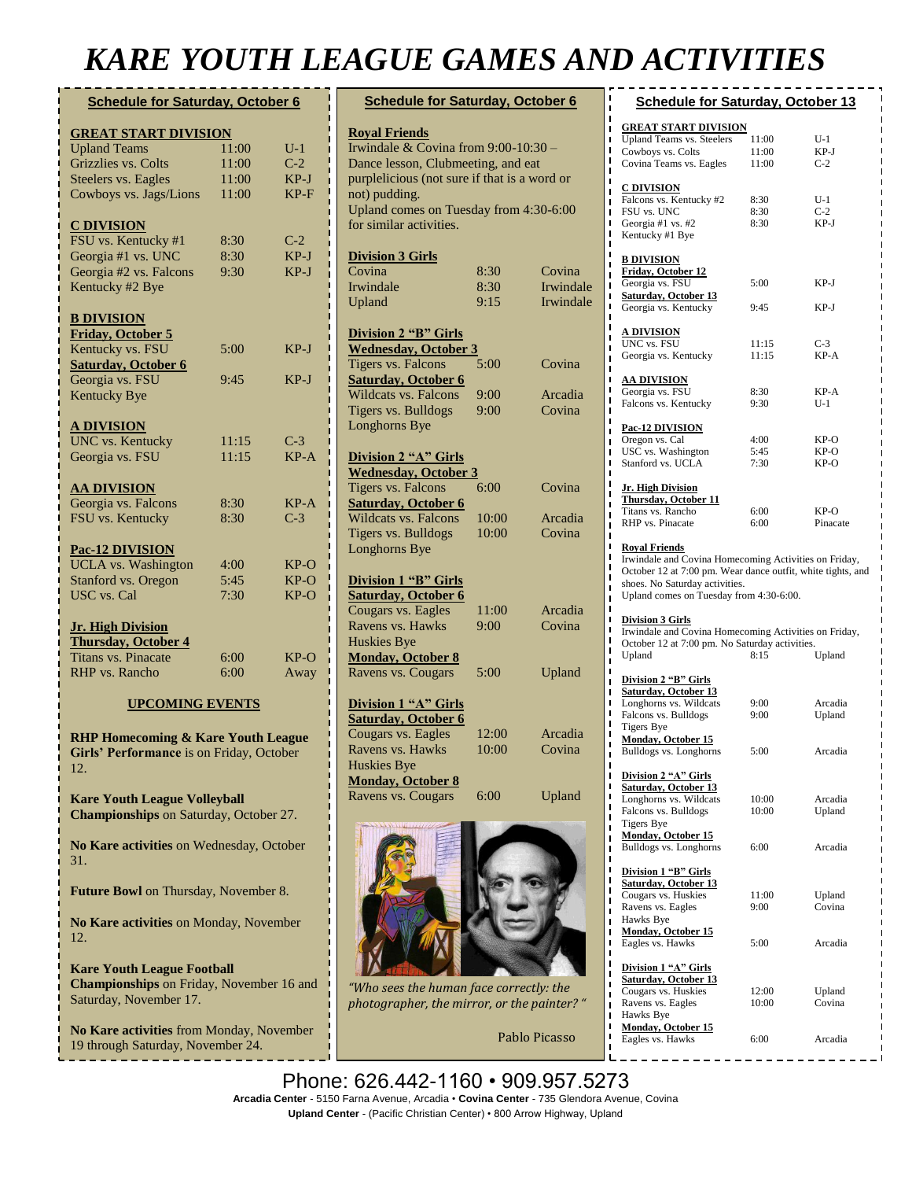# KARE YOUTH LEAGUE GAMES AND ACTIVITIES

## Schedule for Saturday, October 6

**GREAT START DIVISION**

| | | |
|---|---|---|
| Upland Teams | 11:00 | U-1 |
| Grizzlies vs. Colts | 11:00 | C-2 |
| Steelers vs. Eagles | 11:00 | KP-J |
| Cowboys vs. Jags/Lions | 11:00 | KP-F |

**C DIVISION**

| | | |
|---|---|---|
| FSU vs. Kentucky #1 | 8:30 | C-2 |
| Georgia #1 vs. UNC | 8:30 | KP-J |
| Georgia #2 vs. Falcons | 9:30 | KP-J |
| Kentucky #2 Bye | | |

**B DIVISION**

| | | |
|---|---|---|
| **Friday, October 5** | | |
| Kentucky vs. FSU | 5:00 | KP-J |
| **Saturday, October 6** | | |
| Georgia vs. FSU | 9:45 | KP-J |
| Kentucky Bye | | |

**A DIVISION**

| | | |
|---|---|---|
| UNC vs. Kentucky | 11:15 | C-3 |
| Georgia vs. FSU | 11:15 | KP-A |

**AA DIVISION**

| | | |
|---|---|---|
| Georgia vs. Falcons | 8:30 | KP-A |
| FSU vs. Kentucky | 8:30 | C-3 |

**Pac-12 DIVISION**

| | | |
|---|---|---|
| UCLA vs. Washington | 4:00 | KP-O |
| Stanford vs. Oregon | 5:45 | KP-O |
| USC vs. Cal | 7:30 | KP-O |

**Jr. High Division**

| | | |
|---|---|---|
| **Thursday, October 4** | | |
| Titans vs. Pinacate | 6:00 | KP-O |
| RHP vs. Rancho | 6:00 | Away |

### UPCOMING EVENTS

**RHP Homecoming & Kare Youth League Girls' Performance** is on Friday, October 12.

**Kare Youth League Volleyball Championships** on Saturday, October 27.

**No Kare activities** on Wednesday, October 31.

**Future Bowl** on Thursday, November 8.

**No Kare activities** on Monday, November 12.

**Kare Youth League Football Championships** on Friday, November 16 and Saturday, November 17.

**No Kare activities** from Monday, November 19 through Saturday, November 24.

## Schedule for Saturday, October 6

**Royal Friends**

Irwindale & Covina from 9:00-10:30 – Dance lesson, Clubmeeting, and eat purplelicious (not sure if that is a word or not) pudding.
Upland comes on Tuesday from 4:30-6:00 for similar activities.

**Division 3 Girls**

| | | |
|---|---|---|
| Covina | 8:30 | Covina |
| Irwindale | 8:30 | Irwindale |
| Upland | 9:15 | Irwindale |

**Division 2 "B" Girls**

| | | |
|---|---|---|
| **Wednesday, October 3** | | |
| Tigers vs. Falcons | 5:00 | Covina |
| **Saturday, October 6** | | |
| Wildcats vs. Falcons | 9:00 | Arcadia |
| Tigers vs. Bulldogs | 9:00 | Covina |
| Longhorns Bye | | |

**Division 2 "A" Girls**

| | | |
|---|---|---|
| **Wednesday, October 3** | | |
| Tigers vs. Falcons | 6:00 | Covina |
| **Saturday, October 6** | | |
| Wildcats vs. Falcons | 10:00 | Arcadia |
| Tigers vs. Bulldogs | 10:00 | Covina |
| Longhorns Bye | | |

**Division 1 "B" Girls**

| | | |
|---|---|---|
| **Saturday, October 6** | | |
| Cougars vs. Eagles | 11:00 | Arcadia |
| Ravens vs. Hawks | 9:00 | Covina |
| Huskies Bye | | |
| **Monday, October 8** | | |
| Ravens vs. Cougars | 5:00 | Upland |

**Division 1 "A" Girls**

| | | |
|---|---|---|
| **Saturday, October 6** | | |
| Cougars vs. Eagles | 12:00 | Arcadia |
| Ravens vs. Hawks | 10:00 | Covina |
| Huskies Bye | | |
| **Monday, October 8** | | |
| Ravens vs. Cougars | 6:00 | Upland |

*"Who sees the human face correctly: the photographer, the mirror, or the painter?"*

Pablo Picasso

## Schedule for Saturday, October 13

**GREAT START DIVISION**

| | | |
|---|---|---|
| Upland Teams vs. Steelers | 11:00 | U-1 |
| Cowboys vs. Colts | 11:00 | KP-J |
| Covina Teams vs. Eagles | 11:00 | C-2 |

**C DIVISION**

| | | |
|---|---|---|
| Falcons vs. Kentucky #2 | 8:30 | U-1 |
| FSU vs. UNC | 8:30 | C-2 |
| Georgia #1 vs. #2 | 8:30 | KP-J |
| Kentucky #1 Bye | | |

**B DIVISION**

| | | |
|---|---|---|
| **Friday, October 12** | | |
| Georgia vs. FSU | 5:00 | KP-J |
| **Saturday, October 13** | | |
| Georgia vs. Kentucky | 9:45 | KP-J |

**A DIVISION**

| | | |
|---|---|---|
| UNC vs. FSU | 11:15 | C-3 |
| Georgia vs. Kentucky | 11:15 | KP-A |

**AA DIVISION**

| | | |
|---|---|---|
| Georgia vs. FSU | 8:30 | KP-A |
| Falcons vs. Kentucky | 9:30 | U-1 |

**Pac-12 DIVISION**

| | | |
|---|---|---|
| Oregon vs. Cal | 4:00 | KP-O |
| USC vs. Washington | 5:45 | KP-O |
| Stanford vs. UCLA | 7:30 | KP-O |

**Jr. High Division**

| | | |
|---|---|---|
| **Thursday, October 11** | | |
| Titans vs. Rancho | 6:00 | KP-O |
| RHP vs. Pinacate | 6:00 | Pinacate |

**Royal Friends**

Irwindale and Covina Homecoming Activities on Friday, October 12 at 7:00 pm. Wear dance outfit, white tights, and shoes. No Saturday activities.
Upland comes on Tuesday from 4:30-6:00.

**Division 3 Girls**

Irwindale and Covina Homecoming Activities on Friday, October 12 at 7:00 pm. No Saturday activities.

| | | |
|---|---|---|
| Upland | 8:15 | Upland |

**Division 2 "B" Girls**

| | | |
|---|---|---|
| **Saturday, October 13** | | |
| Longhorns vs. Wildcats | 9:00 | Arcadia |
| Falcons vs. Bulldogs | 9:00 | Upland |
| Tigers Bye | | |
| **Monday, October 15** | | |
| Bulldogs vs. Longhorns | 5:00 | Arcadia |

**Division 2 "A" Girls**

| | | |
|---|---|---|
| **Saturday, October 13** | | |
| Longhorns vs. Wildcats | 10:00 | Arcadia |
| Falcons vs. Bulldogs | 10:00 | Upland |
| Tigers Bye | | |
| **Monday, October 15** | | |
| Bulldogs vs. Longhorns | 6:00 | Arcadia |

**Division 1 "B" Girls**

| | | |
|---|---|---|
| **Saturday, October 13** | | |
| Cougars vs. Huskies | 11:00 | Upland |
| Ravens vs. Eagles | 9:00 | Covina |
| Hawks Bye | | |
| **Monday, October 15** | | |
| Eagles vs. Hawks | 5:00 | Arcadia |

**Division 1 "A" Girls**

| | | |
|---|---|---|
| **Saturday, October 13** | | |
| Cougars vs. Huskies | 12:00 | Upland |
| Ravens vs. Eagles | 10:00 | Covina |
| Hawks Bye | | |
| **Monday, October 15** | | |
| Eagles vs. Hawks | 6:00 | Arcadia |

Phone: 626.442-1160 • 909.957.5273

**Arcadia Center** - 5150 Farna Avenue, Arcadia • **Covina Center** - 735 Glendora Avenue, Covina

**Upland Center** - (Pacific Christian Center) • 800 Arrow Highway, Upland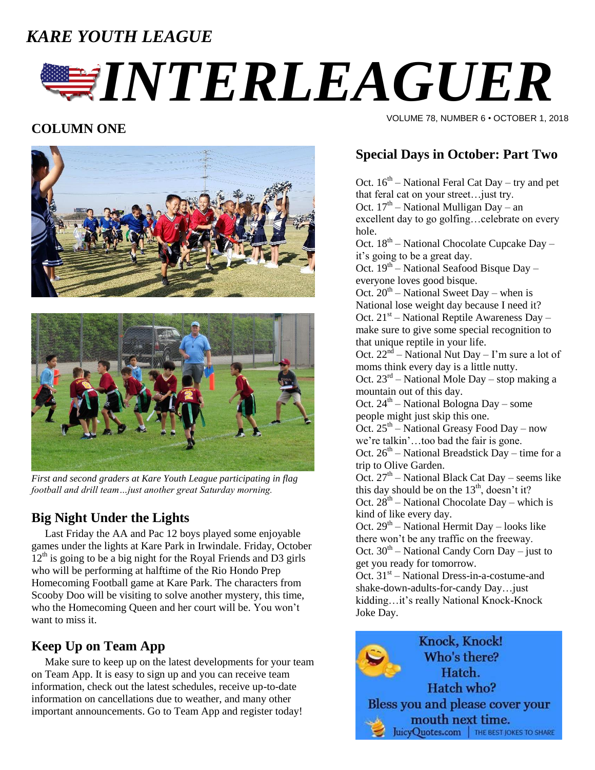*KARE YOUTH LEAGUE*

# *INTERLEAGUER*

VOLUME 78, NUMBER 6 • OCTOBER 1, 2018

## COLUMN ONE

*First and second graders at Kare Youth League participating in flag football and drill team…just another great Saturday morning.*

### Big Night Under the Lights

Last Friday the AA and Pac 12 boys played some enjoyable games under the lights at Kare Park in Irwindale. Friday, October 12th is going to be a big night for the Royal Friends and D3 girls who will be performing at halftime of the Rio Hondo Prep Homecoming Football game at Kare Park. The characters from Scooby Doo will be visiting to solve another mystery, this time, who the Homecoming Queen and her court will be. You won't want to miss it.

### Keep Up on Team App

Make sure to keep up on the latest developments for your team on Team App. It is easy to sign up and you can receive team information, check out the latest schedules, receive up-to-date information on cancellations due to weather, and many other important announcements. Go to Team App and register today!

### Special Days in October: Part Two

Oct. 16th – National Feral Cat Day – try and pet that feral cat on your street…just try.
Oct. 17th – National Mulligan Day – an excellent day to go golfing…celebrate on every hole.
Oct. 18th – National Chocolate Cupcake Day – it's going to be a great day.
Oct. 19th – National Seafood Bisque Day – everyone loves good bisque.
Oct. 20th – National Sweet Day – when is National lose weight day because I need it?
Oct. 21st – National Reptile Awareness Day – make sure to give some special recognition to that unique reptile in your life.
Oct. 22nd – National Nut Day – I'm sure a lot of moms think every day is a little nutty.
Oct. 23rd – National Mole Day – stop making a mountain out of this day.
Oct. 24th – National Bologna Day – some people might just skip this one.
Oct. 25th – National Greasy Food Day – now we're talkin'…too bad the fair is gone.
Oct. 26th – National Breadstick Day – time for a trip to Olive Garden.
Oct. 27th – National Black Cat Day – seems like this day should be on the 13th, doesn't it?
Oct. 28th – National Chocolate Day – which is kind of like every day.
Oct. 29th – National Hermit Day – looks like there won't be any traffic on the freeway.
Oct. 30th – National Candy Corn Day – just to get you ready for tomorrow.
Oct. 31st – National Dress-in-a-costume-and shake-down-adults-for-candy Day…just kidding…it's really National Knock-Knock Joke Day.

Knock, Knock!
Who's there?
Hatch.
Hatch who?
Bless you and please cover your mouth next time.
JuicyQuotes.com | THE BEST JOKES TO SHARE